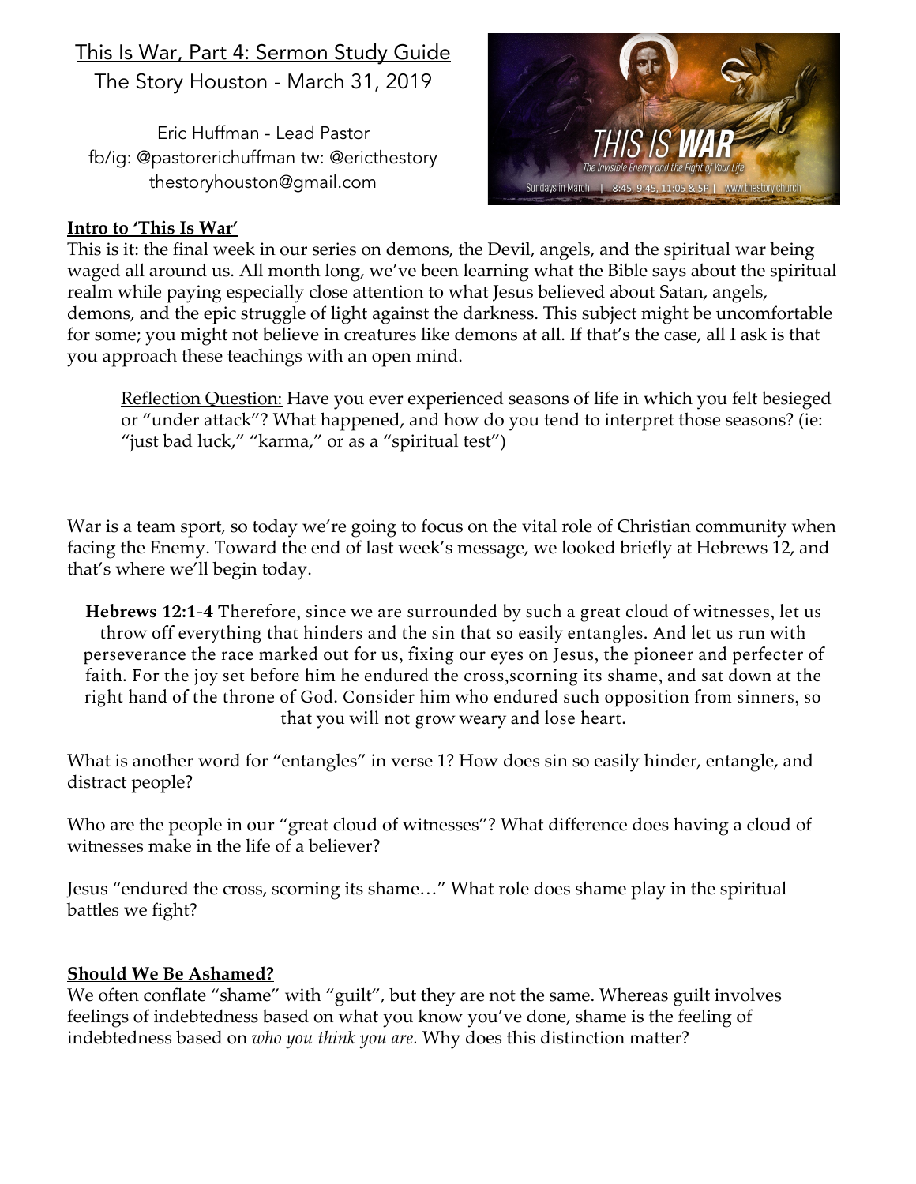# This Is War, Part 4: Sermon Study Guide

The Story Houston - March 31, 2019

Eric Huffman - Lead Pastor
fb/ig: @pastorerichuffman tw: @ericthestory
thestoryhouston@gmail.com

## Intro to 'This Is War'

This is it: the final week in our series on demons, the Devil, angels, and the spiritual war being waged all around us. All month long, we've been learning what the Bible says about the spiritual realm while paying especially close attention to what Jesus believed about Satan, angels, demons, and the epic struggle of light against the darkness. This subject might be uncomfortable for some; you might not believe in creatures like demons at all. If that's the case, all I ask is that you approach these teachings with an open mind.

> Reflection Question: Have you ever experienced seasons of life in which you felt besieged or "under attack"? What happened, and how do you tend to interpret those seasons? (ie: "just bad luck," "karma," or as a "spiritual test")

War is a team sport, so today we're going to focus on the vital role of Christian community when facing the Enemy. Toward the end of last week's message, we looked briefly at Hebrews 12, and that's where we'll begin today.

> **Hebrews 12:1-4** Therefore, since we are surrounded by such a great cloud of witnesses, let us throw off everything that hinders and the sin that so easily entangles. And let us run with perseverance the race marked out for us, fixing our eyes on Jesus, the pioneer and perfecter of faith. For the joy set before him he endured the cross,scorning its shame, and sat down at the right hand of the throne of God. Consider him who endured such opposition from sinners, so that you will not grow weary and lose heart.

What is another word for "entangles" in verse 1? How does sin so easily hinder, entangle, and distract people?

Who are the people in our "great cloud of witnesses"? What difference does having a cloud of witnesses make in the life of a believer?

Jesus "endured the cross, scorning its shame…" What role does shame play in the spiritual battles we fight?

## Should We Be Ashamed?

We often conflate "shame" with "guilt", but they are not the same. Whereas guilt involves feelings of indebtedness based on what you know you've done, shame is the feeling of indebtedness based on *who you think you are.* Why does this distinction matter?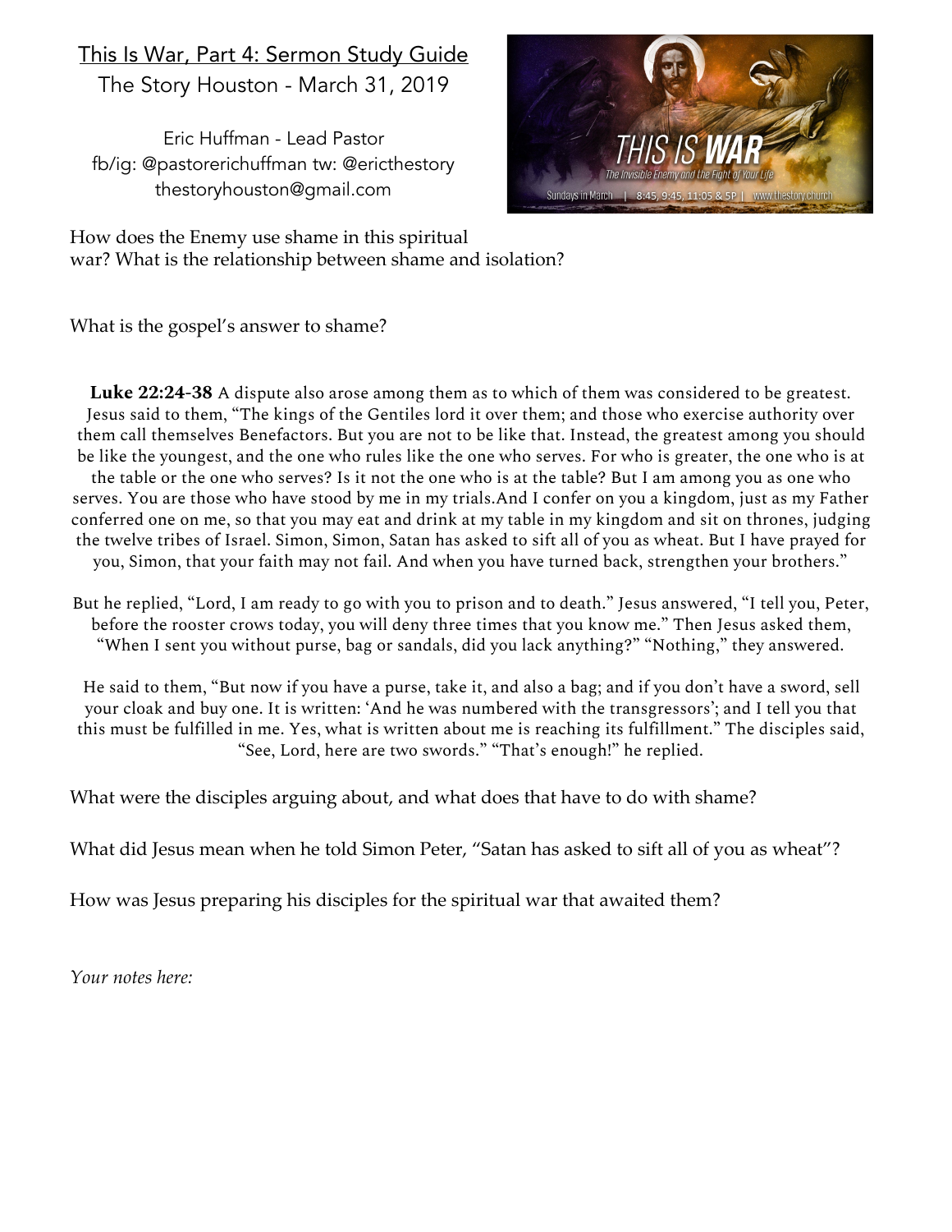This Is War, Part 4: Sermon Study Guide

The Story Houston - March 31, 2019

Eric Huffman - Lead Pastor

fb/ig: @pastorerichuffman tw: @ericthestory

thestoryhouston@gmail.com

How does the Enemy use shame in this spiritual war? What is the relationship between shame and isolation?

What is the gospel's answer to shame?

**Luke 22:24-38** A dispute also arose among them as to which of them was considered to be greatest. Jesus said to them, "The kings of the Gentiles lord it over them; and those who exercise authority over them call themselves Benefactors. But you are not to be like that. Instead, the greatest among you should be like the youngest, and the one who rules like the one who serves. For who is greater, the one who is at the table or the one who serves? Is it not the one who is at the table? But I am among you as one who serves. You are those who have stood by me in my trials.And I confer on you a kingdom, just as my Father conferred one on me, so that you may eat and drink at my table in my kingdom and sit on thrones, judging the twelve tribes of Israel. Simon, Simon, Satan has asked to sift all of you as wheat. But I have prayed for you, Simon, that your faith may not fail. And when you have turned back, strengthen your brothers."

But he replied, "Lord, I am ready to go with you to prison and to death." Jesus answered, "I tell you, Peter, before the rooster crows today, you will deny three times that you know me." Then Jesus asked them, "When I sent you without purse, bag or sandals, did you lack anything?" "Nothing," they answered.

He said to them, "But now if you have a purse, take it, and also a bag; and if you don't have a sword, sell your cloak and buy one. It is written: 'And he was numbered with the transgressors'; and I tell you that this must be fulfilled in me. Yes, what is written about me is reaching its fulfillment." The disciples said, "See, Lord, here are two swords." "That's enough!" he replied.

What were the disciples arguing about, and what does that have to do with shame?

What did Jesus mean when he told Simon Peter, "Satan has asked to sift all of you as wheat"?

How was Jesus preparing his disciples for the spiritual war that awaited them?

*Your notes here:*